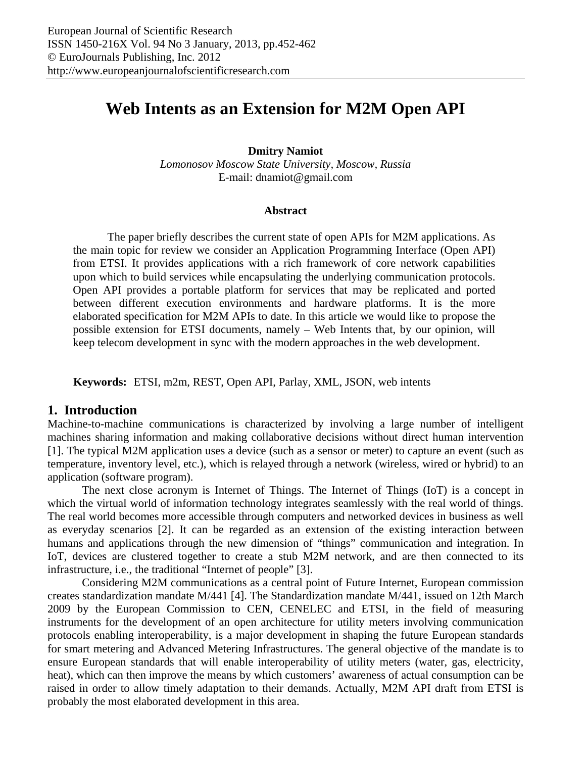# Web Intents as an Extension for M2M Open API

**Dmitry Namiot**

*Lomonosov Moscow State University, Moscow, Russia*

E-mail: dnamiot@gmail.com

### Abstract

The paper briefly describes the current state of open APIs for M2M applications. As the main topic for review we consider an Application Programming Interface (Open API) from ETSI. It provides applications with a rich framework of core network capabilities upon which to build services while encapsulating the underlying communication protocols. Open API provides a portable platform for services that may be replicated and ported between different execution environments and hardware platforms. It is the more elaborated specification for M2M APIs to date. In this article we would like to propose the possible extension for ETSI documents, namely – Web Intents that, by our opinion, will keep telecom development in sync with the modern approaches in the web development.

**Keywords:** ETSI, m2m, REST, Open API, Parlay, XML, JSON, web intents

## 1. Introduction

Machine-to-machine communications is characterized by involving a large number of intelligent machines sharing information and making collaborative decisions without direct human intervention [1]. The typical M2M application uses a device (such as a sensor or meter) to capture an event (such as temperature, inventory level, etc.), which is relayed through a network (wireless, wired or hybrid) to an application (software program).

The next close acronym is Internet of Things. The Internet of Things (IoT) is a concept in which the virtual world of information technology integrates seamlessly with the real world of things. The real world becomes more accessible through computers and networked devices in business as well as everyday scenarios [2]. It can be regarded as an extension of the existing interaction between humans and applications through the new dimension of "things" communication and integration. In IoT, devices are clustered together to create a stub M2M network, and are then connected to its infrastructure, i.e., the traditional "Internet of people" [3].

Considering M2M communications as a central point of Future Internet, European commission creates standardization mandate M/441 [4]. The Standardization mandate M/441, issued on 12th March 2009 by the European Commission to CEN, CENELEC and ETSI, in the field of measuring instruments for the development of an open architecture for utility meters involving communication protocols enabling interoperability, is a major development in shaping the future European standards for smart metering and Advanced Metering Infrastructures. The general objective of the mandate is to ensure European standards that will enable interoperability of utility meters (water, gas, electricity, heat), which can then improve the means by which customers' awareness of actual consumption can be raised in order to allow timely adaptation to their demands. Actually, M2M API draft from ETSI is probably the most elaborated development in this area.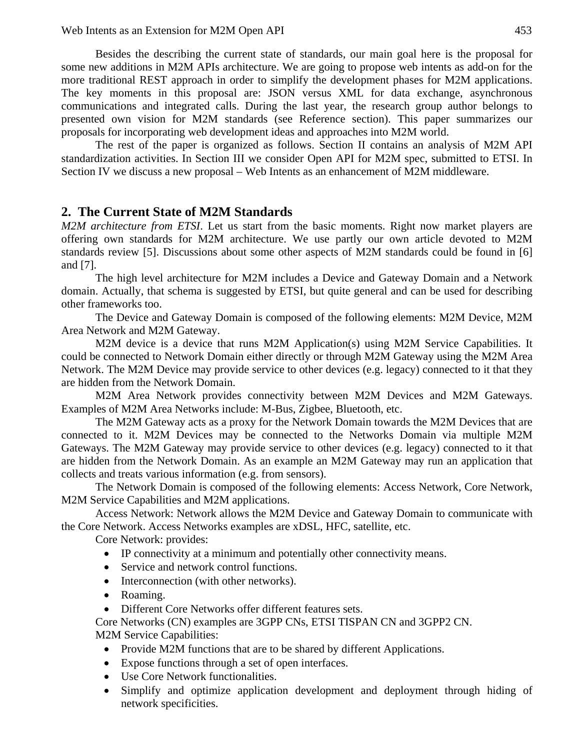Besides the describing the current state of standards, our main goal here is the proposal for some new additions in M2M APIs architecture. We are going to propose web intents as add-on for the more traditional REST approach in order to simplify the development phases for M2M applications. The key moments in this proposal are: JSON versus XML for data exchange, asynchronous communications and integrated calls. During the last year, the research group author belongs to presented own vision for M2M standards (see Reference section). This paper summarizes our proposals for incorporating web development ideas and approaches into M2M world.

The rest of the paper is organized as follows. Section II contains an analysis of M2M API standardization activities. In Section III we consider Open API for M2M spec, submitted to ETSI. In Section IV we discuss a new proposal – Web Intents as an enhancement of M2M middleware.

## 2. The Current State of M2M Standards

*M2M architecture from ETSI*. Let us start from the basic moments. Right now market players are offering own standards for M2M architecture. We use partly our own article devoted to M2M standards review [5]. Discussions about some other aspects of M2M standards could be found in [6] and [7].

The high level architecture for M2M includes a Device and Gateway Domain and a Network domain. Actually, that schema is suggested by ETSI, but quite general and can be used for describing other frameworks too.

The Device and Gateway Domain is composed of the following elements: M2M Device, M2M Area Network and M2M Gateway.

M2M device is a device that runs M2M Application(s) using M2M Service Capabilities. It could be connected to Network Domain either directly or through M2M Gateway using the M2M Area Network. The M2M Device may provide service to other devices (e.g. legacy) connected to it that they are hidden from the Network Domain.

M2M Area Network provides connectivity between M2M Devices and M2M Gateways. Examples of M2M Area Networks include: M-Bus, Zigbee, Bluetooth, etc.

The M2M Gateway acts as a proxy for the Network Domain towards the M2M Devices that are connected to it. M2M Devices may be connected to the Networks Domain via multiple M2M Gateways. The M2M Gateway may provide service to other devices (e.g. legacy) connected to it that are hidden from the Network Domain. As an example an M2M Gateway may run an application that collects and treats various information (e.g. from sensors).

The Network Domain is composed of the following elements: Access Network, Core Network, M2M Service Capabilities and M2M applications.

Access Network: Network allows the M2M Device and Gateway Domain to communicate with the Core Network. Access Networks examples are xDSL, HFC, satellite, etc.

Core Network: provides:

- IP connectivity at a minimum and potentially other connectivity means.
- Service and network control functions.
- Interconnection (with other networks).
- Roaming.
- Different Core Networks offer different features sets.

Core Networks (CN) examples are 3GPP CNs, ETSI TISPAN CN and 3GPP2 CN.

M2M Service Capabilities:

- Provide M2M functions that are to be shared by different Applications.
- Expose functions through a set of open interfaces.
- Use Core Network functionalities.
- Simplify and optimize application development and deployment through hiding of network specificities.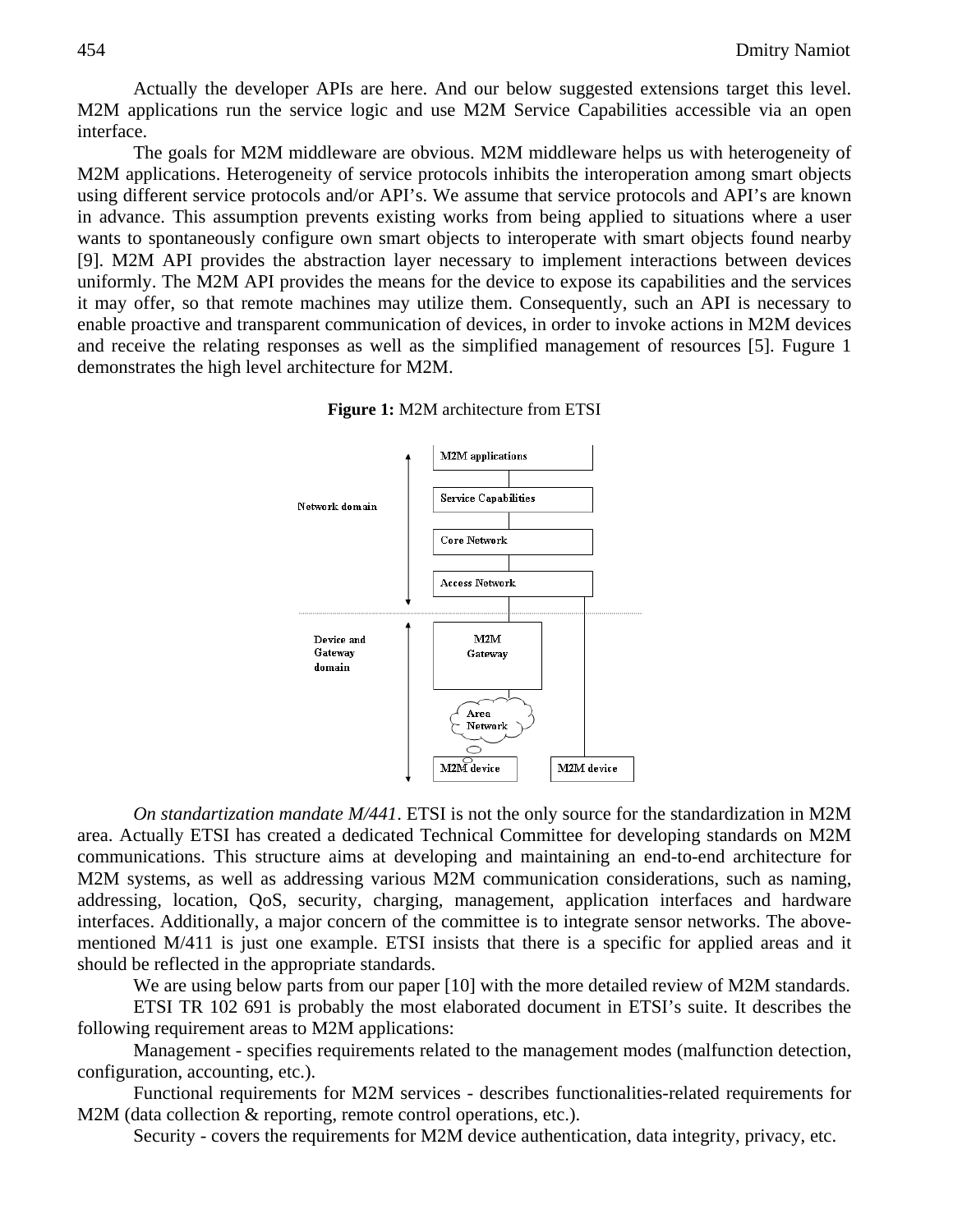Actually the developer APIs are here. And our below suggested extensions target this level. M2M applications run the service logic and use M2M Service Capabilities accessible via an open interface.

The goals for M2M middleware are obvious. M2M middleware helps us with heterogeneity of M2M applications. Heterogeneity of service protocols inhibits the interoperation among smart objects using different service protocols and/or API's. We assume that service protocols and API's are known in advance. This assumption prevents existing works from being applied to situations where a user wants to spontaneously configure own smart objects to interoperate with smart objects found nearby [9]. M2M API provides the abstraction layer necessary to implement interactions between devices uniformly. The M2M API provides the means for the device to expose its capabilities and the services it may offer, so that remote machines may utilize them. Consequently, such an API is necessary to enable proactive and transparent communication of devices, in order to invoke actions in M2M devices and receive the relating responses as well as the simplified management of resources [5]. Fugure 1 demonstrates the high level architecture for M2M.

**Figure 1:** M2M architecture from ETSI

*On standartization mandate M/441*. ETSI is not the only source for the standardization in M2M area. Actually ETSI has created a dedicated Technical Committee for developing standards on M2M communications. This structure aims at developing and maintaining an end-to-end architecture for M2M systems, as well as addressing various M2M communication considerations, such as naming, addressing, location, QoS, security, charging, management, application interfaces and hardware interfaces. Additionally, a major concern of the committee is to integrate sensor networks. The above-mentioned M/411 is just one example. ETSI insists that there is a specific for applied areas and it should be reflected in the appropriate standards.

We are using below parts from our paper [10] with the more detailed review of M2M standards.

ETSI TR 102 691 is probably the most elaborated document in ETSI's suite. It describes the following requirement areas to M2M applications:

Management - specifies requirements related to the management modes (malfunction detection, configuration, accounting, etc.).

Functional requirements for M2M services - describes functionalities-related requirements for M2M (data collection & reporting, remote control operations, etc.).

Security - covers the requirements for M2M device authentication, data integrity, privacy, etc.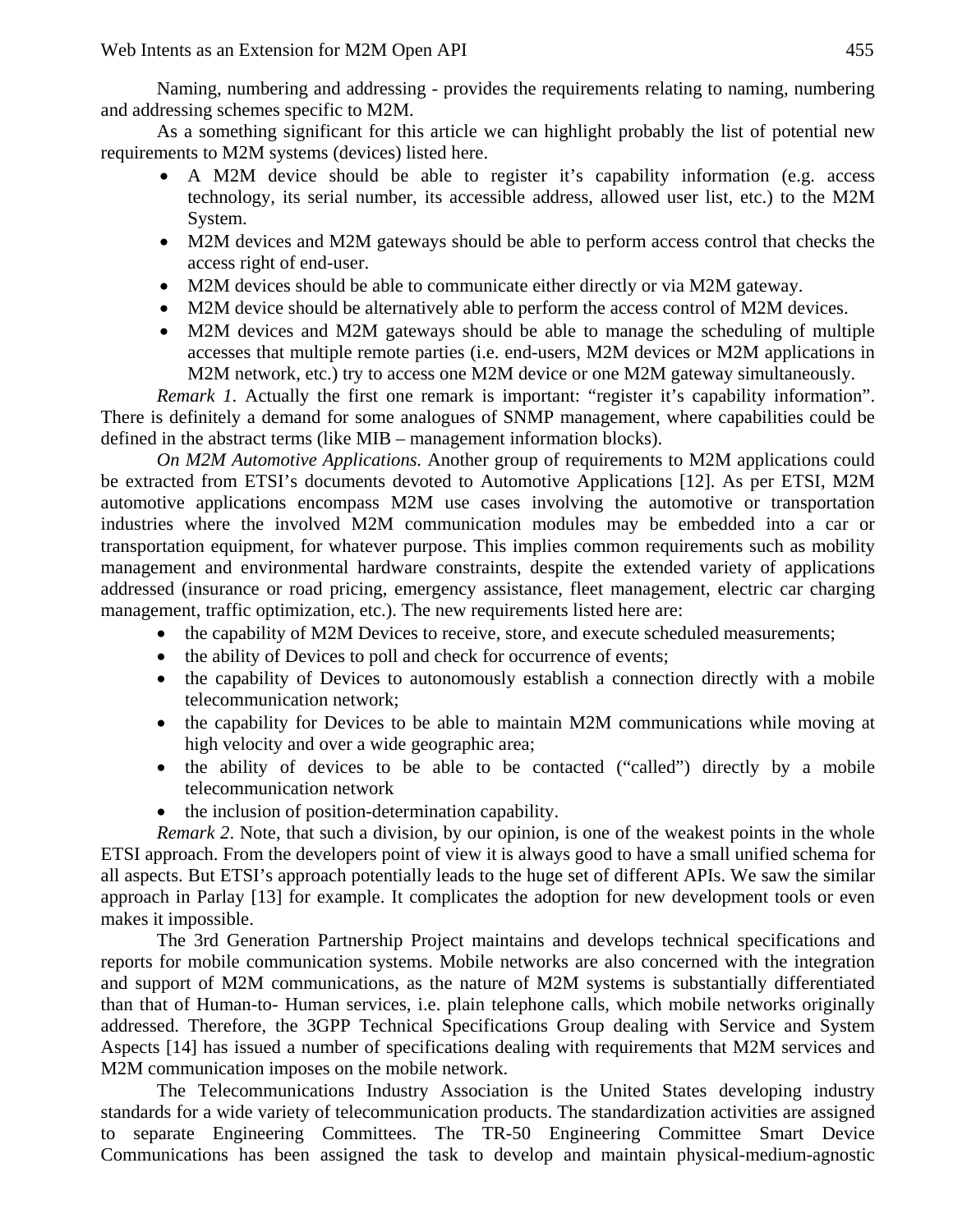Naming, numbering and addressing - provides the requirements relating to naming, numbering and addressing schemes specific to M2M.

As a something significant for this article we can highlight probably the list of potential new requirements to M2M systems (devices) listed here.

- A M2M device should be able to register it's capability information (e.g. access technology, its serial number, its accessible address, allowed user list, etc.) to the M2M System.
- M2M devices and M2M gateways should be able to perform access control that checks the access right of end-user.
- M2M devices should be able to communicate either directly or via M2M gateway.
- M2M device should be alternatively able to perform the access control of M2M devices.
- M2M devices and M2M gateways should be able to manage the scheduling of multiple accesses that multiple remote parties (i.e. end-users, M2M devices or M2M applications in M2M network, etc.) try to access one M2M device or one M2M gateway simultaneously.

*Remark 1*. Actually the first one remark is important: "register it's capability information". There is definitely a demand for some analogues of SNMP management, where capabilities could be defined in the abstract terms (like MIB – management information blocks).

*On M2M Automotive Applications.* Another group of requirements to M2M applications could be extracted from ETSI's documents devoted to Automotive Applications [12]. As per ETSI, M2M automotive applications encompass M2M use cases involving the automotive or transportation industries where the involved M2M communication modules may be embedded into a car or transportation equipment, for whatever purpose. This implies common requirements such as mobility management and environmental hardware constraints, despite the extended variety of applications addressed (insurance or road pricing, emergency assistance, fleet management, electric car charging management, traffic optimization, etc.). The new requirements listed here are:

- the capability of M2M Devices to receive, store, and execute scheduled measurements;
- the ability of Devices to poll and check for occurrence of events;
- the capability of Devices to autonomously establish a connection directly with a mobile telecommunication network;
- the capability for Devices to be able to maintain M2M communications while moving at high velocity and over a wide geographic area;
- the ability of devices to be able to be contacted ("called") directly by a mobile telecommunication network
- the inclusion of position-determination capability.

*Remark 2*. Note, that such a division, by our opinion, is one of the weakest points in the whole ETSI approach. From the developers point of view it is always good to have a small unified schema for all aspects. But ETSI's approach potentially leads to the huge set of different APIs. We saw the similar approach in Parlay [13] for example. It complicates the adoption for new development tools or even makes it impossible.

The 3rd Generation Partnership Project maintains and develops technical specifications and reports for mobile communication systems. Mobile networks are also concerned with the integration and support of M2M communications, as the nature of M2M systems is substantially differentiated than that of Human-to- Human services, i.e. plain telephone calls, which mobile networks originally addressed. Therefore, the 3GPP Technical Specifications Group dealing with Service and System Aspects [14] has issued a number of specifications dealing with requirements that M2M services and M2M communication imposes on the mobile network.

The Telecommunications Industry Association is the United States developing industry standards for a wide variety of telecommunication products. The standardization activities are assigned to separate Engineering Committees. The TR-50 Engineering Committee Smart Device Communications has been assigned the task to develop and maintain physical-medium-agnostic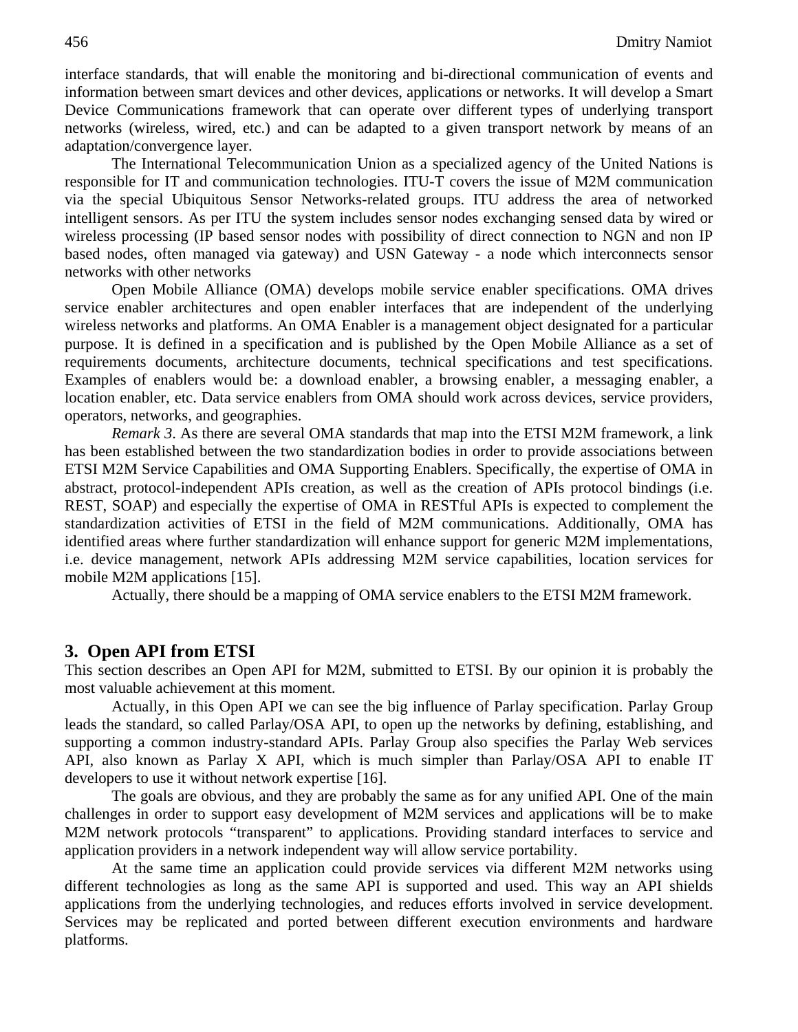interface standards, that will enable the monitoring and bi-directional communication of events and information between smart devices and other devices, applications or networks. It will develop a Smart Device Communications framework that can operate over different types of underlying transport networks (wireless, wired, etc.) and can be adapted to a given transport network by means of an adaptation/convergence layer.

The International Telecommunication Union as a specialized agency of the United Nations is responsible for IT and communication technologies. ITU-T covers the issue of M2M communication via the special Ubiquitous Sensor Networks-related groups. ITU address the area of networked intelligent sensors. As per ITU the system includes sensor nodes exchanging sensed data by wired or wireless processing (IP based sensor nodes with possibility of direct connection to NGN and non IP based nodes, often managed via gateway) and USN Gateway - a node which interconnects sensor networks with other networks

Open Mobile Alliance (OMA) develops mobile service enabler specifications. OMA drives service enabler architectures and open enabler interfaces that are independent of the underlying wireless networks and platforms. An OMA Enabler is a management object designated for a particular purpose. It is defined in a specification and is published by the Open Mobile Alliance as a set of requirements documents, architecture documents, technical specifications and test specifications. Examples of enablers would be: a download enabler, a browsing enabler, a messaging enabler, a location enabler, etc. Data service enablers from OMA should work across devices, service providers, operators, networks, and geographies.

*Remark 3*. As there are several OMA standards that map into the ETSI M2M framework, a link has been established between the two standardization bodies in order to provide associations between ETSI M2M Service Capabilities and OMA Supporting Enablers. Specifically, the expertise of OMA in abstract, protocol-independent APIs creation, as well as the creation of APIs protocol bindings (i.e. REST, SOAP) and especially the expertise of OMA in RESTful APIs is expected to complement the standardization activities of ETSI in the field of M2M communications. Additionally, OMA has identified areas where further standardization will enhance support for generic M2M implementations, i.e. device management, network APIs addressing M2M service capabilities, location services for mobile M2M applications [15].

Actually, there should be a mapping of OMA service enablers to the ETSI M2M framework.

## 3. Open API from ETSI

This section describes an Open API for M2M, submitted to ETSI. By our opinion it is probably the most valuable achievement at this moment.

Actually, in this Open API we can see the big influence of Parlay specification. Parlay Group leads the standard, so called Parlay/OSA API, to open up the networks by defining, establishing, and supporting a common industry-standard APIs. Parlay Group also specifies the Parlay Web services API, also known as Parlay X API, which is much simpler than Parlay/OSA API to enable IT developers to use it without network expertise [16].

The goals are obvious, and they are probably the same as for any unified API. One of the main challenges in order to support easy development of M2M services and applications will be to make M2M network protocols "transparent" to applications. Providing standard interfaces to service and application providers in a network independent way will allow service portability.

At the same time an application could provide services via different M2M networks using different technologies as long as the same API is supported and used. This way an API shields applications from the underlying technologies, and reduces efforts involved in service development. Services may be replicated and ported between different execution environments and hardware platforms.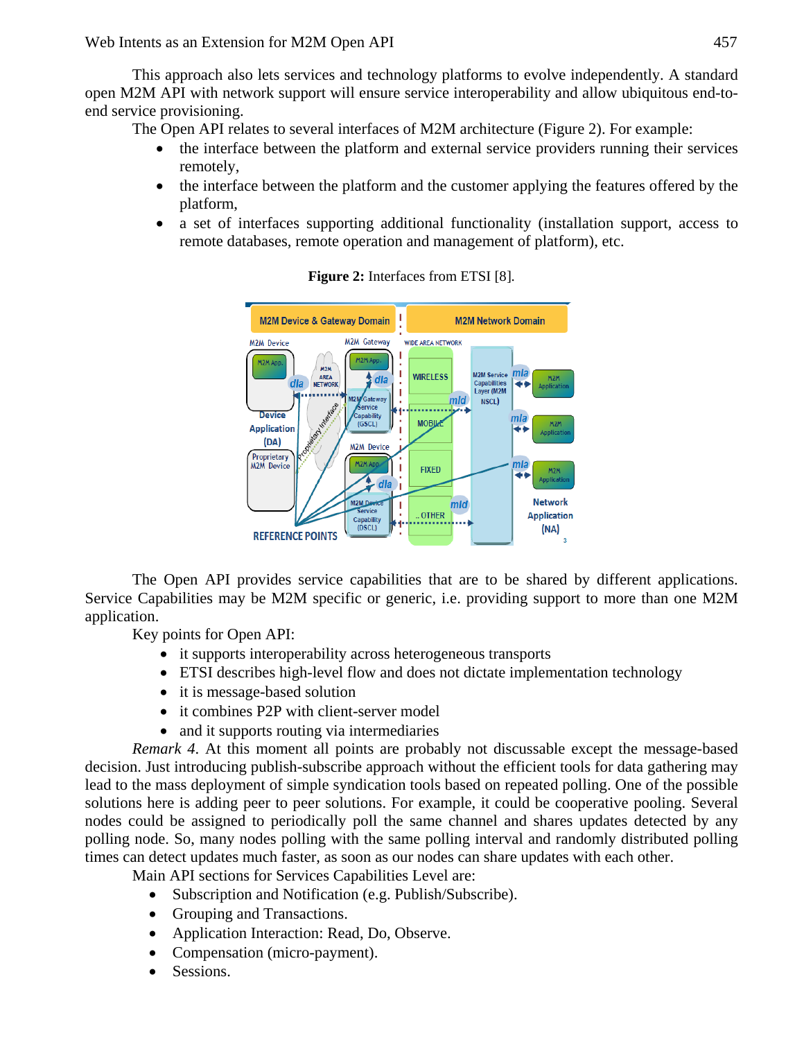This approach also lets services and technology platforms to evolve independently. A standard open M2M API with network support will ensure service interoperability and allow ubiquitous end-to-end service provisioning.

The Open API relates to several interfaces of M2M architecture (Figure 2). For example:

- the interface between the platform and external service providers running their services remotely,
- the interface between the platform and the customer applying the features offered by the platform,
- a set of interfaces supporting additional functionality (installation support, access to remote databases, remote operation and management of platform), etc.

**Figure 2:** Interfaces from ETSI [8].

The Open API provides service capabilities that are to be shared by different applications. Service Capabilities may be M2M specific or generic, i.e. providing support to more than one M2M application.

Key points for Open API:

- it supports interoperability across heterogeneous transports
- ETSI describes high-level flow and does not dictate implementation technology
- it is message-based solution
- it combines P2P with client-server model
- and it supports routing via intermediaries

*Remark 4.* At this moment all points are probably not discussable except the message-based decision. Just introducing publish-subscribe approach without the efficient tools for data gathering may lead to the mass deployment of simple syndication tools based on repeated polling. One of the possible solutions here is adding peer to peer solutions. For example, it could be cooperative pooling. Several nodes could be assigned to periodically poll the same channel and shares updates detected by any polling node. So, many nodes polling with the same polling interval and randomly distributed polling times can detect updates much faster, as soon as our nodes can share updates with each other.

Main API sections for Services Capabilities Level are:

- Subscription and Notification (e.g. Publish/Subscribe).
- Grouping and Transactions.
- Application Interaction: Read, Do, Observe.
- Compensation (micro-payment).
- Sessions.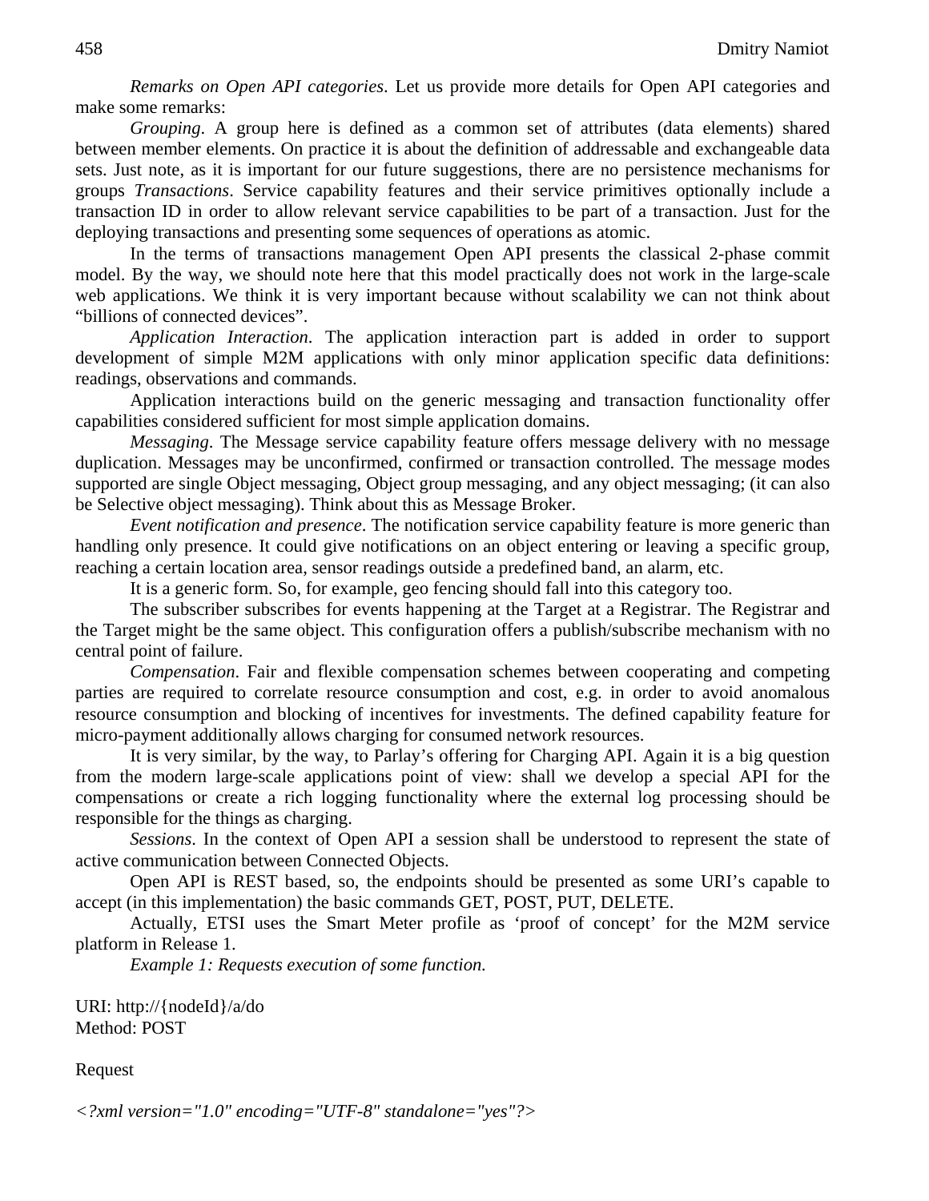*Remarks on Open API categories*. Let us provide more details for Open API categories and make some remarks:

*Grouping*. A group here is defined as a common set of attributes (data elements) shared between member elements. On practice it is about the definition of addressable and exchangeable data sets. Just note, as it is important for our future suggestions, there are no persistence mechanisms for groups *Transactions*. Service capability features and their service primitives optionally include a transaction ID in order to allow relevant service capabilities to be part of a transaction. Just for the deploying transactions and presenting some sequences of operations as atomic.

In the terms of transactions management Open API presents the classical 2-phase commit model. By the way, we should note here that this model practically does not work in the large-scale web applications. We think it is very important because without scalability we can not think about "billions of connected devices".

*Application Interaction*. The application interaction part is added in order to support development of simple M2M applications with only minor application specific data definitions: readings, observations and commands.

Application interactions build on the generic messaging and transaction functionality offer capabilities considered sufficient for most simple application domains.

*Messaging*. The Message service capability feature offers message delivery with no message duplication. Messages may be unconfirmed, confirmed or transaction controlled. The message modes supported are single Object messaging, Object group messaging, and any object messaging; (it can also be Selective object messaging). Think about this as Message Broker.

*Event notification and presence*. The notification service capability feature is more generic than handling only presence. It could give notifications on an object entering or leaving a specific group, reaching a certain location area, sensor readings outside a predefined band, an alarm, etc.

It is a generic form. So, for example, geo fencing should fall into this category too.

The subscriber subscribes for events happening at the Target at a Registrar. The Registrar and the Target might be the same object. This configuration offers a publish/subscribe mechanism with no central point of failure.

*Compensation*. Fair and flexible compensation schemes between cooperating and competing parties are required to correlate resource consumption and cost, e.g. in order to avoid anomalous resource consumption and blocking of incentives for investments. The defined capability feature for micro-payment additionally allows charging for consumed network resources.

It is very similar, by the way, to Parlay's offering for Charging API. Again it is a big question from the modern large-scale applications point of view: shall we develop a special API for the compensations or create a rich logging functionality where the external log processing should be responsible for the things as charging.

*Sessions*. In the context of Open API a session shall be understood to represent the state of active communication between Connected Objects.

Open API is REST based, so, the endpoints should be presented as some URI's capable to accept (in this implementation) the basic commands GET, POST, PUT, DELETE.

Actually, ETSI uses the Smart Meter profile as 'proof of concept' for the M2M service platform in Release 1.

*Example 1: Requests execution of some function.*

URI: http://{nodeId}/a/do
Method: POST

Request

*<?xml version="1.0" encoding="UTF-8" standalone="yes"?>*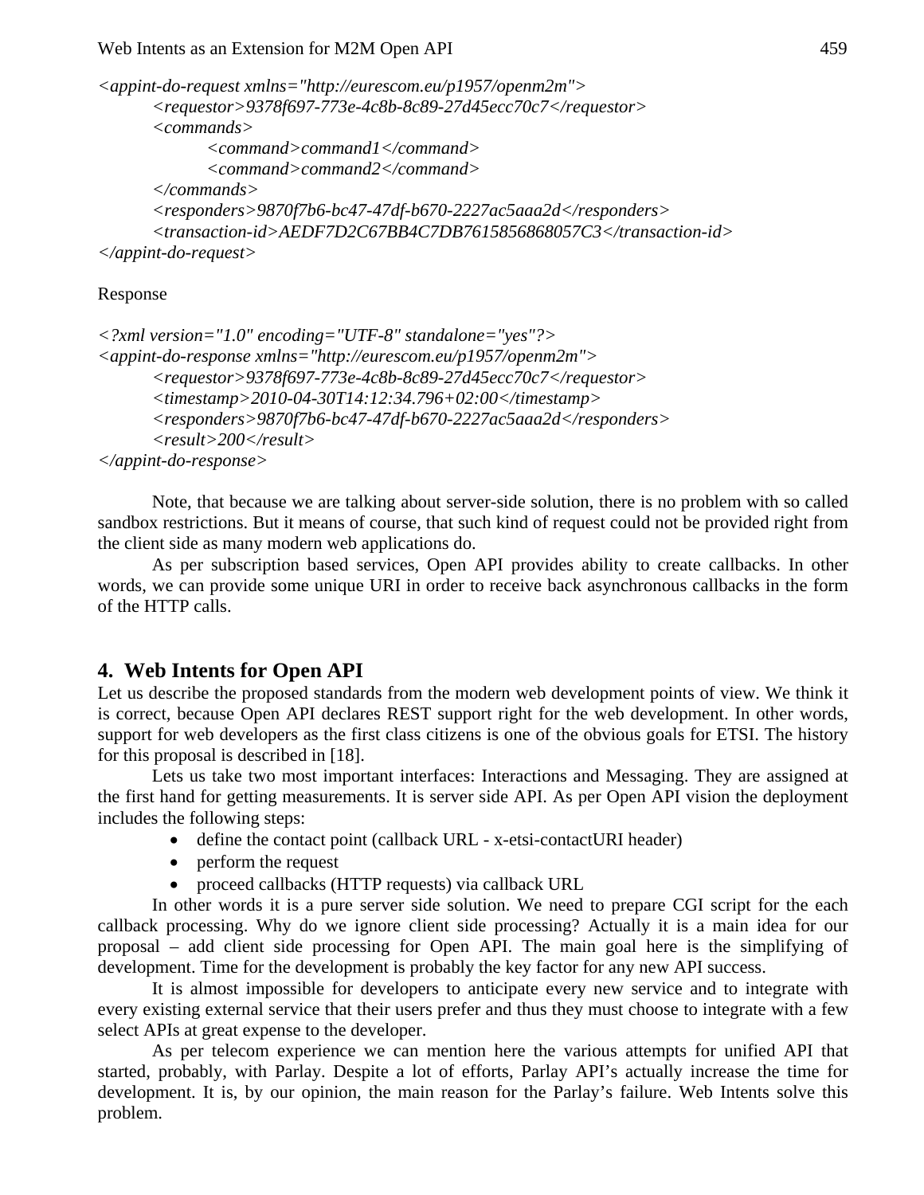```
<appint-do-request xmlns="http://eurescom.eu/p1957/openm2m">
    <requestor>9378f697-773e-4c8b-8c89-27d45ecc70c7</requestor>
    <commands>
        <command>command1</command>
        <command>command2</command>
    </commands>
    <responders>9870f7b6-bc47-47df-b670-2227ac5aaa2d</responders>
    <transaction-id>AEDF7D2C67BB4C7DB7615856868057C3</transaction-id>
</appint-do-request>
```

Response

```
<?xml version="1.0" encoding="UTF-8" standalone="yes"?>
<appint-do-response xmlns="http://eurescom.eu/p1957/openm2m">
    <requestor>9378f697-773e-4c8b-8c89-27d45ecc70c7</requestor>
    <timestamp>2010-04-30T14:12:34.796+02:00</timestamp>
    <responders>9870f7b6-bc47-47df-b670-2227ac5aaa2d</responders>
    <result>200</result>
</appint-do-response>
```

Note, that because we are talking about server-side solution, there is no problem with so called sandbox restrictions. But it means of course, that such kind of request could not be provided right from the client side as many modern web applications do.

As per subscription based services, Open API provides ability to create callbacks. In other words, we can provide some unique URI in order to receive back asynchronous callbacks in the form of the HTTP calls.

## 4. Web Intents for Open API

Let us describe the proposed standards from the modern web development points of view. We think it is correct, because Open API declares REST support right for the web development. In other words, support for web developers as the first class citizens is one of the obvious goals for ETSI. The history for this proposal is described in [18].

Lets us take two most important interfaces: Interactions and Messaging. They are assigned at the first hand for getting measurements. It is server side API. As per Open API vision the deployment includes the following steps:

- define the contact point (callback URL - x-etsi-contactURI header)
- perform the request
- proceed callbacks (HTTP requests) via callback URL

In other words it is a pure server side solution. We need to prepare CGI script for the each callback processing. Why do we ignore client side processing? Actually it is a main idea for our proposal – add client side processing for Open API. The main goal here is the simplifying of development. Time for the development is probably the key factor for any new API success.

It is almost impossible for developers to anticipate every new service and to integrate with every existing external service that their users prefer and thus they must choose to integrate with a few select APIs at great expense to the developer.

As per telecom experience we can mention here the various attempts for unified API that started, probably, with Parlay. Despite a lot of efforts, Parlay API's actually increase the time for development. It is, by our opinion, the main reason for the Parlay's failure. Web Intents solve this problem.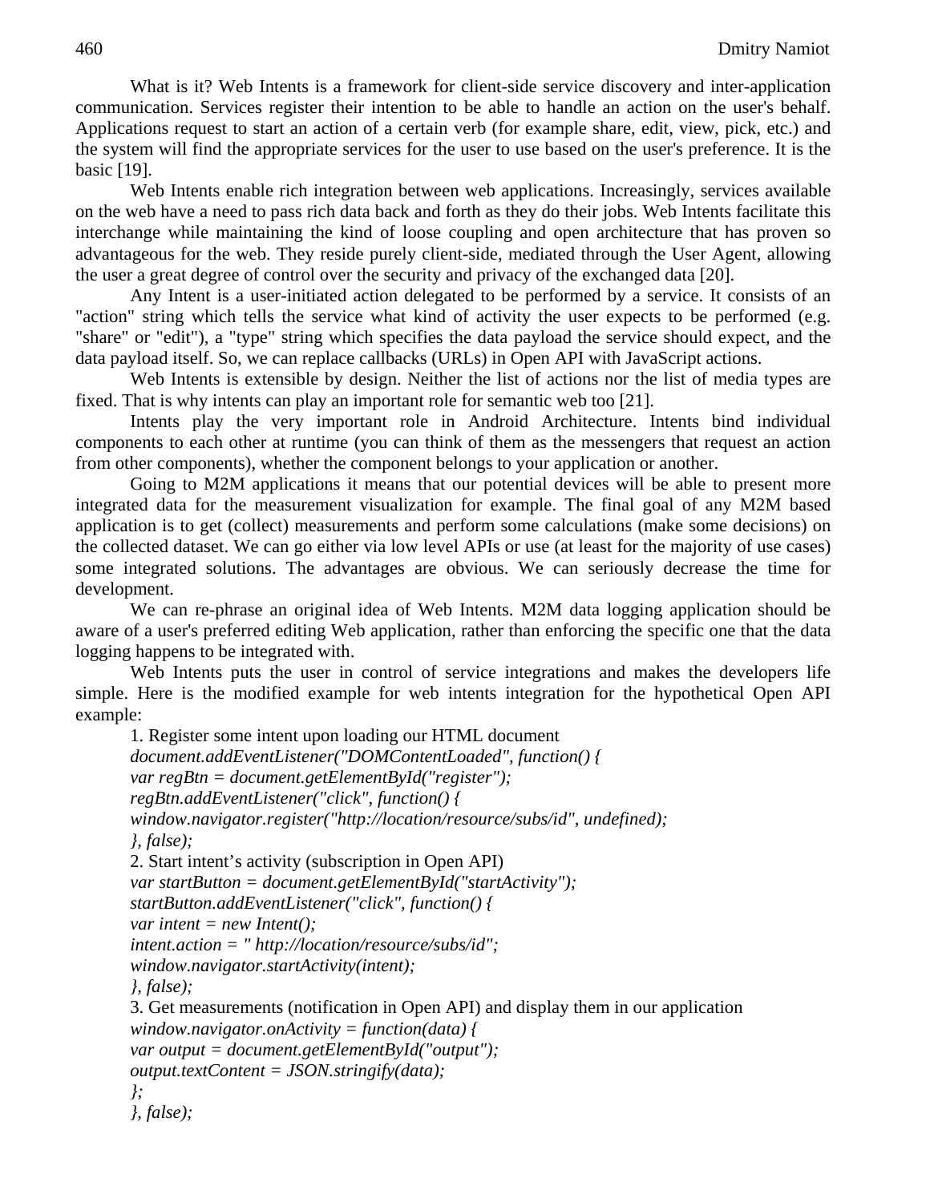What is it? Web Intents is a framework for client-side service discovery and inter-application communication. Services register their intention to be able to handle an action on the user's behalf. Applications request to start an action of a certain verb (for example share, edit, view, pick, etc.) and the system will find the appropriate services for the user to use based on the user's preference. It is the basic [19].

Web Intents enable rich integration between web applications. Increasingly, services available on the web have a need to pass rich data back and forth as they do their jobs. Web Intents facilitate this interchange while maintaining the kind of loose coupling and open architecture that has proven so advantageous for the web. They reside purely client-side, mediated through the User Agent, allowing the user a great degree of control over the security and privacy of the exchanged data [20].

Any Intent is a user-initiated action delegated to be performed by a service. It consists of an "action" string which tells the service what kind of activity the user expects to be performed (e.g. "share" or "edit"), a "type" string which specifies the data payload the service should expect, and the data payload itself. So, we can replace callbacks (URLs) in Open API with JavaScript actions.

Web Intents is extensible by design. Neither the list of actions nor the list of media types are fixed. That is why intents can play an important role for semantic web too [21].

Intents play the very important role in Android Architecture. Intents bind individual components to each other at runtime (you can think of them as the messengers that request an action from other components), whether the component belongs to your application or another.

Going to M2M applications it means that our potential devices will be able to present more integrated data for the measurement visualization for example. The final goal of any M2M based application is to get (collect) measurements and perform some calculations (make some decisions) on the collected dataset. We can go either via low level APIs or use (at least for the majority of use cases) some integrated solutions. The advantages are obvious. We can seriously decrease the time for development.

We can re-phrase an original idea of Web Intents. M2M data logging application should be aware of a user's preferred editing Web application, rather than enforcing the specific one that the data logging happens to be integrated with.

Web Intents puts the user in control of service integrations and makes the developers life simple. Here is the modified example for web intents integration for the hypothetical Open API example:

1. Register some intent upon loading our HTML document

```
document.addEventListener("DOMContentLoaded", function() {
var regBtn = document.getElementById("register");
regBtn.addEventListener("click", function() {
window.navigator.register("http://location/resource/subs/id", undefined);
}, false);
```

2. Start intent's activity (subscription in Open API)

```
var startButton = document.getElementById("startActivity");
startButton.addEventListener("click", function() {
var intent = new Intent();
intent.action = " http://location/resource/subs/id";
window.navigator.startActivity(intent);
}, false);
```

3. Get measurements (notification in Open API) and display them in our application

```
window.navigator.onActivity = function(data) {
var output = document.getElementById("output");
output.textContent = JSON.stringify(data);
};
}, false);
```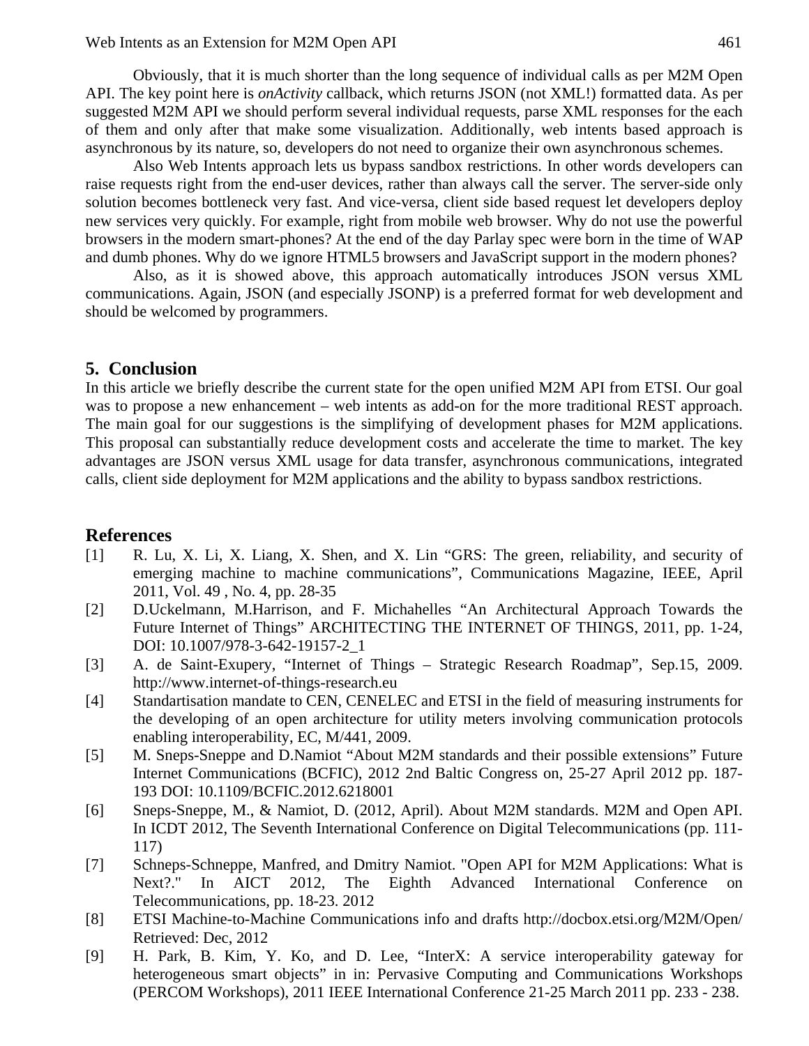Obviously, that it is much shorter than the long sequence of individual calls as per M2M Open API. The key point here is *onActivity* callback, which returns JSON (not XML!) formatted data. As per suggested M2M API we should perform several individual requests, parse XML responses for the each of them and only after that make some visualization. Additionally, web intents based approach is asynchronous by its nature, so, developers do not need to organize their own asynchronous schemes.

Also Web Intents approach lets us bypass sandbox restrictions. In other words developers can raise requests right from the end-user devices, rather than always call the server. The server-side only solution becomes bottleneck very fast. And vice-versa, client side based request let developers deploy new services very quickly. For example, right from mobile web browser. Why do not use the powerful browsers in the modern smart-phones? At the end of the day Parlay spec were born in the time of WAP and dumb phones. Why do we ignore HTML5 browsers and JavaScript support in the modern phones?

Also, as it is showed above, this approach automatically introduces JSON versus XML communications. Again, JSON (and especially JSONP) is a preferred format for web development and should be welcomed by programmers.

## 5. Conclusion

In this article we briefly describe the current state for the open unified M2M API from ETSI. Our goal was to propose a new enhancement – web intents as add-on for the more traditional REST approach. The main goal for our suggestions is the simplifying of development phases for M2M applications. This proposal can substantially reduce development costs and accelerate the time to market. The key advantages are JSON versus XML usage for data transfer, asynchronous communications, integrated calls, client side deployment for M2M applications and the ability to bypass sandbox restrictions.

## References

[1] R. Lu, X. Li, X. Liang, X. Shen, and X. Lin “GRS: The green, reliability, and security of emerging machine to machine communications”, Communications Magazine, IEEE, April 2011, Vol. 49 , No. 4, pp. 28-35

[2] D.Uckelmann, M.Harrison, and F. Michahelles “An Architectural Approach Towards the Future Internet of Things” ARCHITECTING THE INTERNET OF THINGS, 2011, pp. 1-24, DOI: 10.1007/978-3-642-19157-2_1

[3] A. de Saint-Exupery, “Internet of Things – Strategic Research Roadmap”, Sep.15, 2009. http://www.internet-of-things-research.eu

[4] Standartisation mandate to CEN, CENELEC and ETSI in the field of measuring instruments for the developing of an open architecture for utility meters involving communication protocols enabling interoperability, EC, M/441, 2009.

[5] M. Sneps-Sneppe and D.Namiot “About M2M standards and their possible extensions” Future Internet Communications (BCFIC), 2012 2nd Baltic Congress on, 25-27 April 2012 pp. 187-193 DOI: 10.1109/BCFIC.2012.6218001

[6] Sneps-Sneppe, M., & Namiot, D. (2012, April). About M2M standards. M2M and Open API. In ICDT 2012, The Seventh International Conference on Digital Telecommunications (pp. 111-117)

[7] Schneps-Schneppe, Manfred, and Dmitry Namiot. "Open API for M2M Applications: What is Next?." In AICT 2012, The Eighth Advanced International Conference on Telecommunications, pp. 18-23. 2012

[8] ETSI Machine-to-Machine Communications info and drafts http://docbox.etsi.org/M2M/Open/ Retrieved: Dec, 2012

[9] H. Park, B. Kim, Y. Ko, and D. Lee, “InterX: A service interoperability gateway for heterogeneous smart objects” in in: Pervasive Computing and Communications Workshops (PERCOM Workshops), 2011 IEEE International Conference 21-25 March 2011 pp. 233 - 238.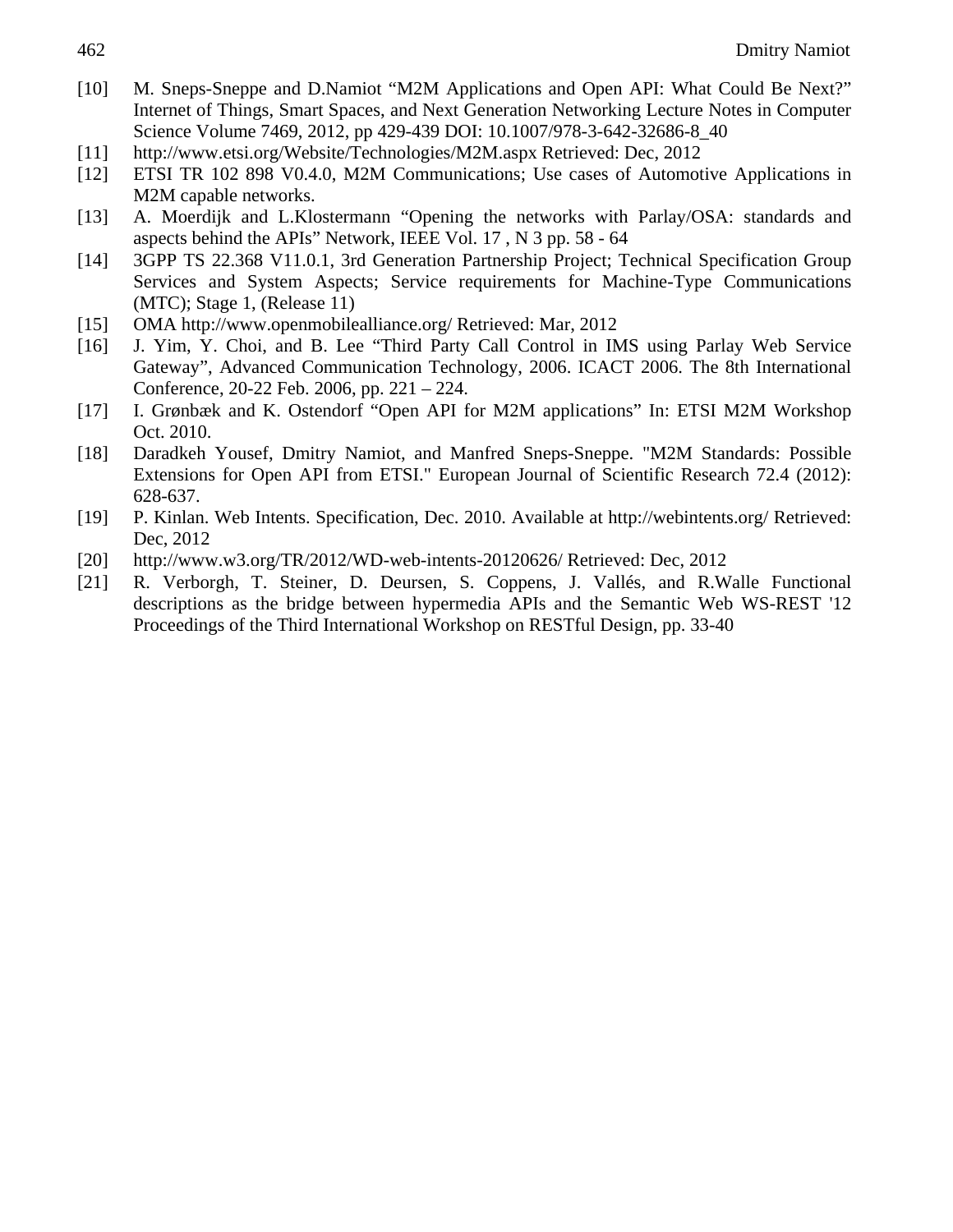[10] M. Sneps-Sneppe and D.Namiot “M2M Applications and Open API: What Could Be Next?” Internet of Things, Smart Spaces, and Next Generation Networking Lecture Notes in Computer Science Volume 7469, 2012, pp 429-439 DOI: 10.1007/978-3-642-32686-8_40

[11] http://www.etsi.org/Website/Technologies/M2M.aspx Retrieved: Dec, 2012

[12] ETSI TR 102 898 V0.4.0, M2M Communications; Use cases of Automotive Applications in M2M capable networks.

[13] A. Moerdijk and L.Klostermann “Opening the networks with Parlay/OSA: standards and aspects behind the APIs” Network, IEEE Vol. 17 , N 3 pp. 58 - 64

[14] 3GPP TS 22.368 V11.0.1, 3rd Generation Partnership Project; Technical Specification Group Services and System Aspects; Service requirements for Machine-Type Communications (MTC); Stage 1, (Release 11)

[15] OMA http://www.openmobilealliance.org/ Retrieved: Mar, 2012

[16] J. Yim, Y. Choi, and B. Lee “Third Party Call Control in IMS using Parlay Web Service Gateway”, Advanced Communication Technology, 2006. ICACT 2006. The 8th International Conference, 20-22 Feb. 2006, pp. 221 – 224.

[17] I. Grønbæk and K. Ostendorf “Open API for M2M applications” In: ETSI M2M Workshop Oct. 2010.

[18] Daradkeh Yousef, Dmitry Namiot, and Manfred Sneps-Sneppe. "M2M Standards: Possible Extensions for Open API from ETSI." European Journal of Scientific Research 72.4 (2012): 628-637.

[19] P. Kinlan. Web Intents. Specification, Dec. 2010. Available at http://webintents.org/ Retrieved: Dec, 2012

[20] http://www.w3.org/TR/2012/WD-web-intents-20120626/ Retrieved: Dec, 2012

[21] R. Verborgh, T. Steiner, D. Deursen, S. Coppens, J. Vallés, and R.Walle Functional descriptions as the bridge between hypermedia APIs and the Semantic Web WS-REST '12 Proceedings of the Third International Workshop on RESTful Design, pp. 33-40